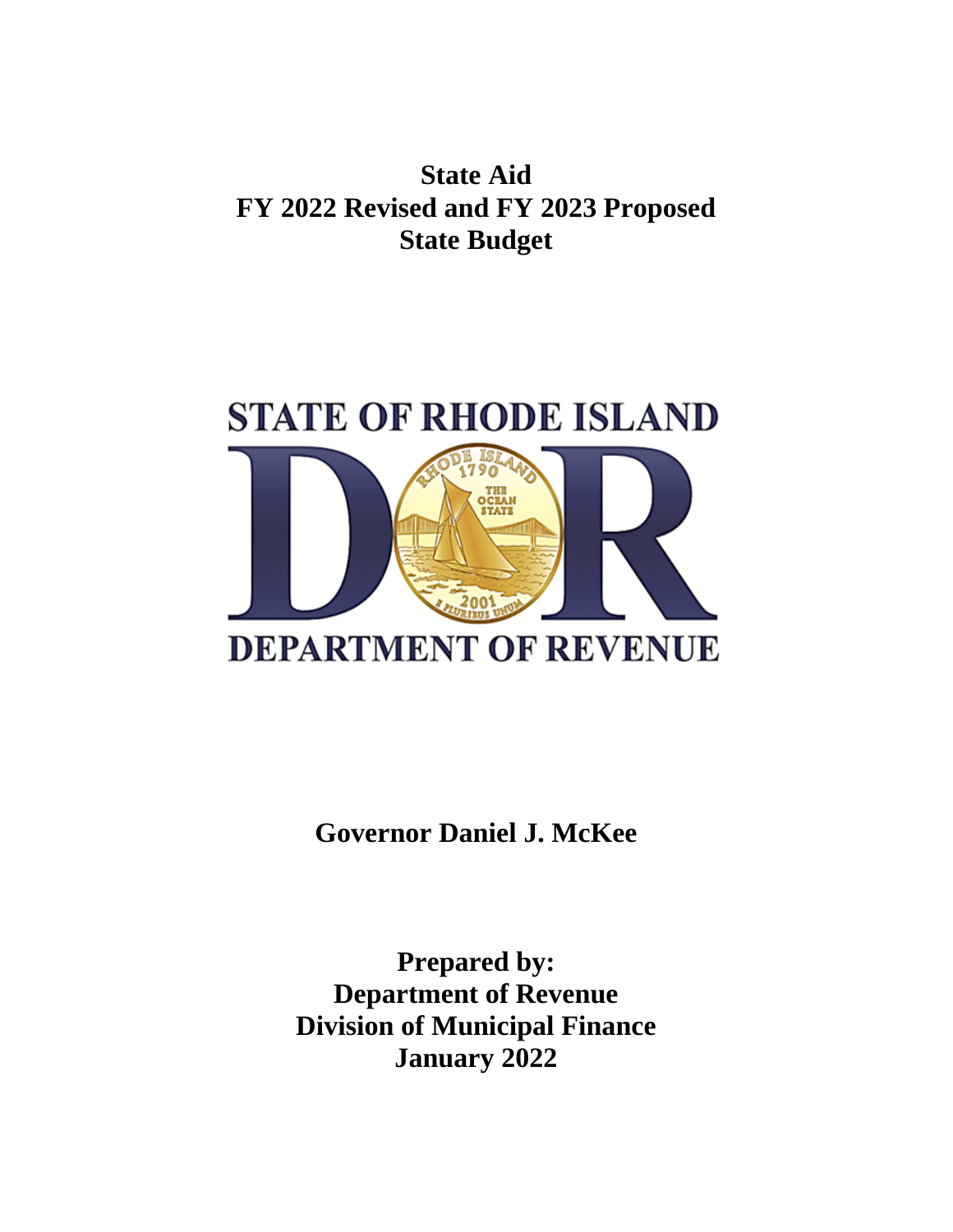# State Aid
# FY 2022 Revised and FY 2023 Proposed
# State Budget

STATE OF RHODE ISLAND

DEPARTMENT OF REVENUE

**Governor Daniel J. McKee**

**Prepared by:**
**Department of Revenue**
**Division of Municipal Finance**
**January 2022**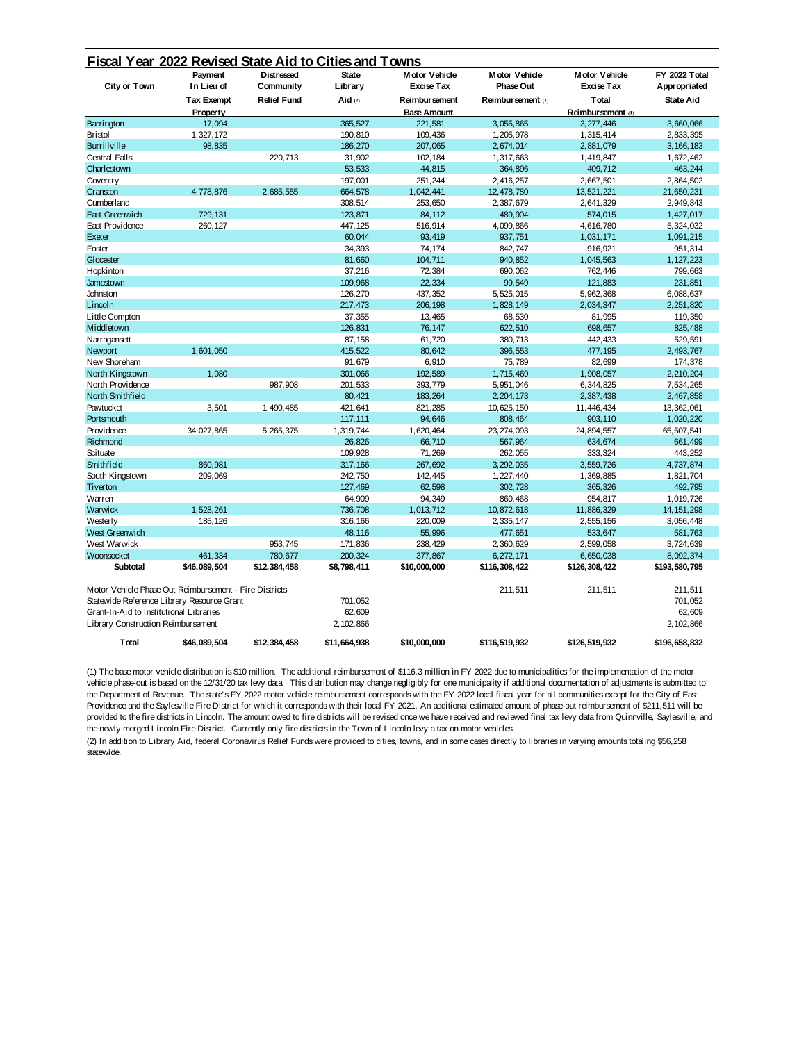## Fiscal Year 2022 Revised State Aid to Cities and Towns

| City or Town | Payment In Lieu of Tax Exempt Property | Distressed Community Relief Fund | State Library Aid (2) | Motor Vehicle Excise Tax Reimbursement Base Amount | Motor Vehicle Phase Out Reimbursement (1) | Motor Vehicle Excise Tax Total Reimbursement (1) | FY 2022 Total Appropriated State Aid |
|---|---|---|---|---|---|---|---|
| Barrington | 17,094 | | 365,527 | 221,581 | 3,055,865 | 3,277,446 | 3,660,066 |
| Bristol | 1,327,172 | | 190,810 | 109,436 | 1,205,978 | 1,315,414 | 2,833,395 |
| Burrillville | 98,835 | | 186,270 | 207,065 | 2,674,014 | 2,881,079 | 3,166,183 |
| Central Falls | | 220,713 | 31,902 | 102,184 | 1,317,663 | 1,419,847 | 1,672,462 |
| Charlestown | | | 53,533 | 44,815 | 364,896 | 409,712 | 463,244 |
| Coventry | | | 197,001 | 251,244 | 2,416,257 | 2,667,501 | 2,864,502 |
| Cranston | 4,778,876 | 2,685,555 | 664,578 | 1,042,441 | 12,478,780 | 13,521,221 | 21,650,231 |
| Cumberland | | | 308,514 | 253,650 | 2,387,679 | 2,641,329 | 2,949,843 |
| East Greenwich | 729,131 | | 123,871 | 84,112 | 489,904 | 574,015 | 1,427,017 |
| East Providence | 260,127 | | 447,125 | 516,914 | 4,099,866 | 4,616,780 | 5,324,032 |
| Exeter | | | 60,044 | 93,419 | 937,751 | 1,031,171 | 1,091,215 |
| Foster | | | 34,393 | 74,174 | 842,747 | 916,921 | 951,314 |
| Glocester | | | 81,660 | 104,711 | 940,852 | 1,045,563 | 1,127,223 |
| Hopkinton | | | 37,216 | 72,384 | 690,062 | 762,446 | 799,663 |
| Jamestown | | | 109,968 | 22,334 | 99,549 | 121,883 | 231,851 |
| Johnston | | | 126,270 | 437,352 | 5,525,015 | 5,962,368 | 6,088,637 |
| Lincoln | | | 217,473 | 206,198 | 1,828,149 | 2,034,347 | 2,251,820 |
| Little Compton | | | 37,355 | 13,465 | 68,530 | 81,995 | 119,350 |
| Middletown | | | 126,831 | 76,147 | 622,510 | 698,657 | 825,488 |
| Narragansett | | | 87,158 | 61,720 | 380,713 | 442,433 | 529,591 |
| Newport | 1,601,050 | | 415,522 | 80,642 | 396,553 | 477,195 | 2,493,767 |
| New Shoreham | | | 91,679 | 6,910 | 75,789 | 82,699 | 174,378 |
| North Kingstown | 1,080 | | 301,066 | 192,589 | 1,715,469 | 1,908,057 | 2,210,204 |
| North Providence | | 987,908 | 201,533 | 393,779 | 5,951,046 | 6,344,825 | 7,534,265 |
| North Smithfield | | | 80,421 | 183,264 | 2,204,173 | 2,387,438 | 2,467,858 |
| Pawtucket | 3,501 | 1,490,485 | 421,641 | 821,285 | 10,625,150 | 11,446,434 | 13,362,061 |
| Portsmouth | | | 117,111 | 94,646 | 808,464 | 903,110 | 1,020,220 |
| Providence | 34,027,865 | 5,265,375 | 1,319,744 | 1,620,464 | 23,274,093 | 24,894,557 | 65,507,541 |
| Richmond | | | 26,826 | 66,710 | 567,964 | 634,674 | 661,499 |
| Scituate | | | 109,928 | 71,269 | 262,055 | 333,324 | 443,252 |
| Smithfield | 860,981 | | 317,166 | 267,692 | 3,292,035 | 3,559,726 | 4,737,874 |
| South Kingstown | 209,069 | | 242,750 | 142,445 | 1,227,440 | 1,369,885 | 1,821,704 |
| Tiverton | | | 127,469 | 62,598 | 302,728 | 365,326 | 492,795 |
| Warren | | | 64,909 | 94,349 | 860,468 | 954,817 | 1,019,726 |
| Warwick | 1,528,261 | | 736,708 | 1,013,712 | 10,872,618 | 11,886,329 | 14,151,298 |
| Westerly | 185,126 | | 316,166 | 220,009 | 2,335,147 | 2,555,156 | 3,056,448 |
| West Greenwich | | | 48,116 | 55,996 | 477,651 | 533,647 | 581,763 |
| West Warwick | | 953,745 | 171,836 | 238,429 | 2,360,629 | 2,599,058 | 3,724,639 |
| Woonsocket | 461,334 | 780,677 | 200,324 | 377,867 | 6,272,171 | 6,650,038 | 8,092,374 |
| **Subtotal** | **$46,089,504** | **$12,384,458** | **$8,798,411** | **$10,000,000** | **$116,308,422** | **$126,308,422** | **$193,580,795** |
| Motor Vehicle Phase Out Reimbursement - Fire Districts | | | | | 211,511 | 211,511 | 211,511 |
| Statewide Reference Library Resource Grant | | | 701,052 | | | | 701,052 |
| Grant-In-Aid to Institutional Libraries | | | 62,609 | | | | 62,609 |
| Library Construction Reimbursement | | | 2,102,866 | | | | 2,102,866 |
| **Total** | **$46,089,504** | **$12,384,458** | **$11,664,938** | **$10,000,000** | **$116,519,932** | **$126,519,932** | **$196,658,832** |

(1) The base motor vehicle distribution is $10 million. The additional reimbursement of $116.3 million in FY 2022 due to municipalities for the implementation of the motor vehicle phase-out is based on the 12/31/20 tax levy data. This distribution may change negligibly for one municipality if additional documentation of adjustments is submitted to the Department of Revenue. The state's FY 2022 motor vehicle reimbursement corresponds with the FY 2022 local fiscal year for all communities except for the City of East Providence and the Saylesville Fire District for which it corresponds with their local FY 2021. An additional estimated amount of phase-out reimbursement of $211,511 will be provided to the fire districts in Lincoln. The amount owed to fire districts will be revised once we have received and reviewed final tax levy data from Quinnville, Saylesville, and the newly merged Lincoln Fire District. Currently only fire districts in the Town of Lincoln levy a tax on motor vehicles.

(2) In addition to Library Aid, federal Coronavirus Relief Funds were provided to cities, towns, and in some cases directly to libraries in varying amounts totaling $56,258 statewide.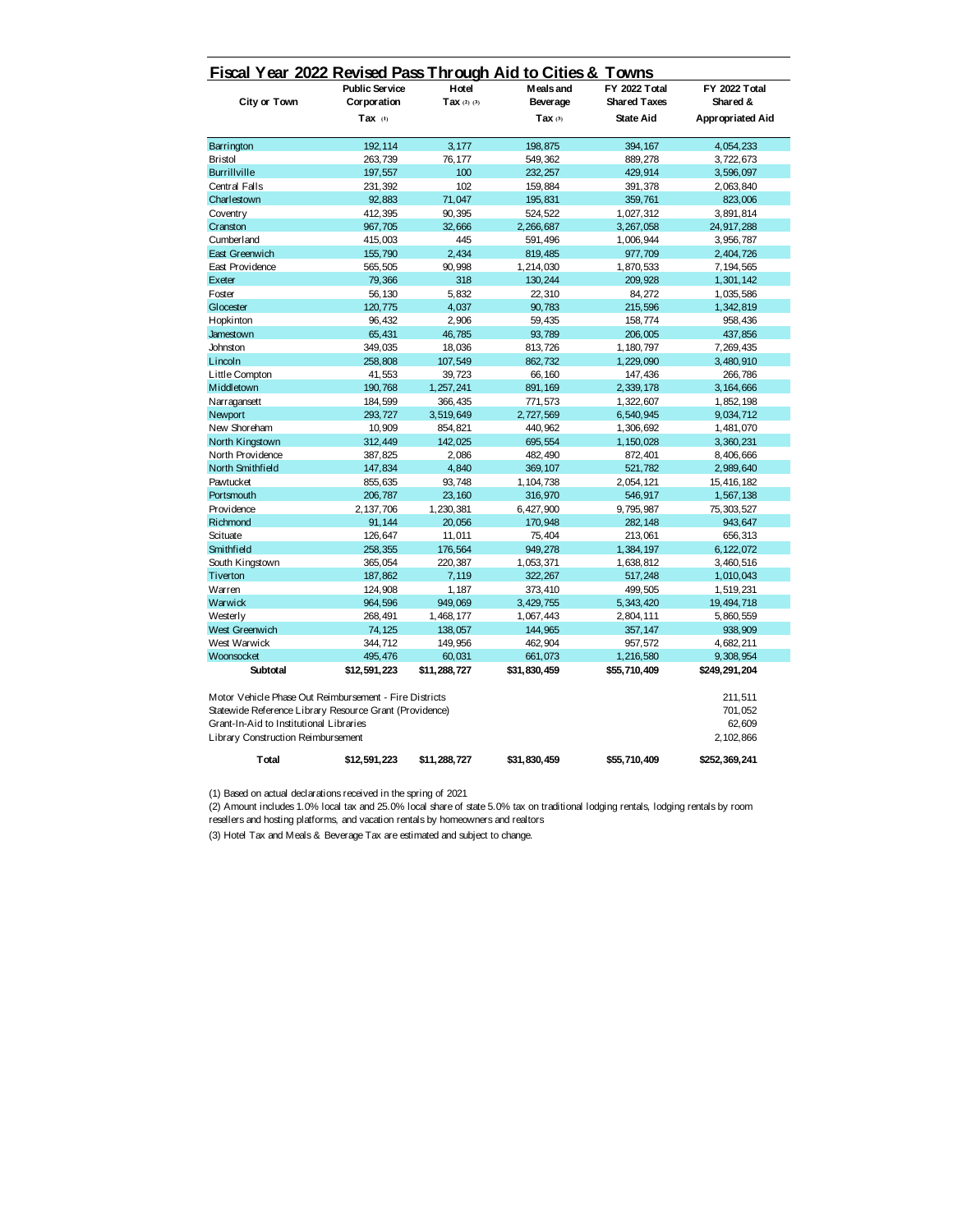## Fiscal Year 2022 Revised Pass Through Aid to Cities & Towns

| City or Town | Public Service Corporation Tax (1) | Hotel Tax (2) (3) | Meals and Beverage Tax (3) | FY 2022 Total Shared Taxes State Aid | FY 2022 Total Shared & Appropriated Aid |
|---|---|---|---|---|---|
| Barrington | 192,114 | 3,177 | 198,875 | 394,167 | 4,054,233 |
| Bristol | 263,739 | 76,177 | 549,362 | 889,278 | 3,722,673 |
| Burrillville | 197,557 | 100 | 232,257 | 429,914 | 3,596,097 |
| Central Falls | 231,392 | 102 | 159,884 | 391,378 | 2,063,840 |
| Charlestown | 92,883 | 71,047 | 195,831 | 359,761 | 823,006 |
| Coventry | 412,395 | 90,395 | 524,522 | 1,027,312 | 3,891,814 |
| Cranston | 967,705 | 32,666 | 2,266,687 | 3,267,058 | 24,917,288 |
| Cumberland | 415,003 | 445 | 591,496 | 1,006,944 | 3,956,787 |
| East Greenwich | 155,790 | 2,434 | 819,485 | 977,709 | 2,404,726 |
| East Providence | 565,505 | 90,998 | 1,214,030 | 1,870,533 | 7,194,565 |
| Exeter | 79,366 | 318 | 130,244 | 209,928 | 1,301,142 |
| Foster | 56,130 | 5,832 | 22,310 | 84,272 | 1,035,586 |
| Glocester | 120,775 | 4,037 | 90,783 | 215,596 | 1,342,819 |
| Hopkinton | 96,432 | 2,906 | 59,435 | 158,774 | 958,436 |
| Jamestown | 65,431 | 46,785 | 93,789 | 206,005 | 437,856 |
| Johnston | 349,035 | 18,036 | 813,726 | 1,180,797 | 7,269,435 |
| Lincoln | 258,808 | 107,549 | 862,732 | 1,229,090 | 3,480,910 |
| Little Compton | 41,553 | 39,723 | 66,160 | 147,436 | 266,786 |
| Middletown | 190,768 | 1,257,241 | 891,169 | 2,339,178 | 3,164,666 |
| Narragansett | 184,599 | 366,435 | 771,573 | 1,322,607 | 1,852,198 |
| Newport | 293,727 | 3,519,649 | 2,727,569 | 6,540,945 | 9,034,712 |
| New Shoreham | 10,909 | 854,821 | 440,962 | 1,306,692 | 1,481,070 |
| North Kingstown | 312,449 | 142,025 | 695,554 | 1,150,028 | 3,360,231 |
| North Providence | 387,825 | 2,086 | 482,490 | 872,401 | 8,406,666 |
| North Smithfield | 147,834 | 4,840 | 369,107 | 521,782 | 2,989,640 |
| Pawtucket | 855,635 | 93,748 | 1,104,738 | 2,054,121 | 15,416,182 |
| Portsmouth | 206,787 | 23,160 | 316,970 | 546,917 | 1,567,138 |
| Providence | 2,137,706 | 1,230,381 | 6,427,900 | 9,795,987 | 75,303,527 |
| Richmond | 91,144 | 20,056 | 170,948 | 282,148 | 943,647 |
| Scituate | 126,647 | 11,011 | 75,404 | 213,061 | 656,313 |
| Smithfield | 258,355 | 176,564 | 949,278 | 1,384,197 | 6,122,072 |
| South Kingstown | 365,054 | 220,387 | 1,053,371 | 1,638,812 | 3,460,516 |
| Tiverton | 187,862 | 7,119 | 322,267 | 517,248 | 1,010,043 |
| Warren | 124,908 | 1,187 | 373,410 | 499,505 | 1,519,231 |
| Warwick | 964,596 | 949,069 | 3,429,755 | 5,343,420 | 19,494,718 |
| Westerly | 268,491 | 1,468,177 | 1,067,443 | 2,804,111 | 5,860,559 |
| West Greenwich | 74,125 | 138,057 | 144,965 | 357,147 | 938,909 |
| West Warwick | 344,712 | 149,956 | 462,904 | 957,572 | 4,682,211 |
| Woonsocket | 495,476 | 60,031 | 661,073 | 1,216,580 | 9,308,954 |
| **Subtotal** | **$12,591,223** | **$11,288,727** | **$31,830,459** | **$55,710,409** | **$249,291,204** |
| Motor Vehicle Phase Out Reimbursement - Fire Districts | | | | | 211,511 |
| Statewide Reference Library Resource Grant (Providence) | | | | | 701,052 |
| Grant-In-Aid to Institutional Libraries | | | | | 62,609 |
| Library Construction Reimbursement | | | | | 2,102,866 |
| **Total** | **$12,591,223** | **$11,288,727** | **$31,830,459** | **$55,710,409** | **$252,369,241** |

(1) Based on actual declarations received in the spring of 2021

(2) Amount includes 1.0% local tax and 25.0% local share of state 5.0% tax on traditional lodging rentals, lodging rentals by room resellers and hosting platforms, and vacation rentals by homeowners and realtors

(3) Hotel Tax and Meals & Beverage Tax are estimated and subject to change.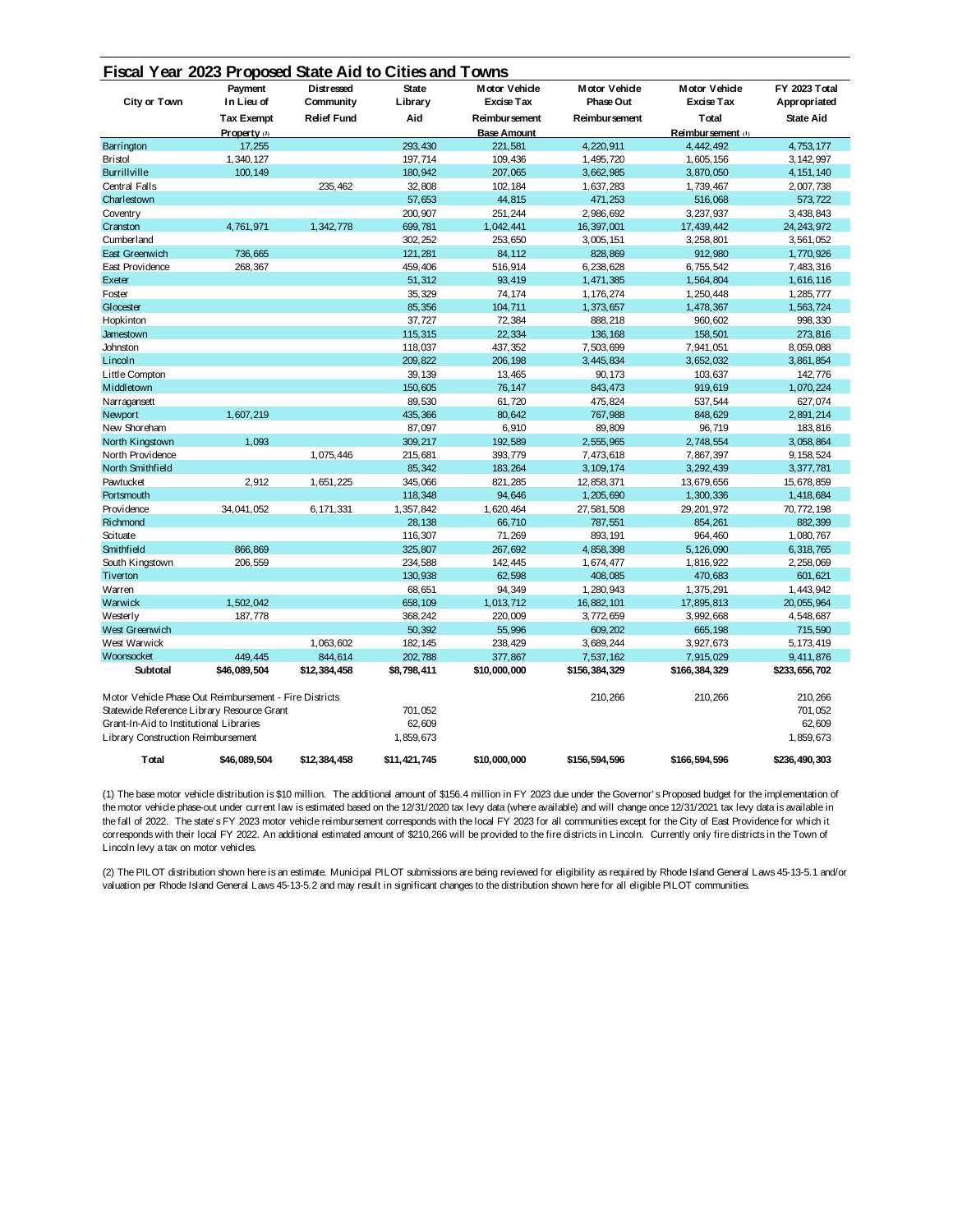## Fiscal Year 2023 Proposed State Aid to Cities and Towns

| City or Town | Payment In Lieu of Tax Exempt Property (2) | Distressed Community Relief Fund | State Library Aid | Motor Vehicle Excise Tax Reimbursement Base Amount | Motor Vehicle Phase Out Reimbursement | Motor Vehicle Excise Tax Total Reimbursement (1) | FY 2023 Total Appropriated State Aid |
|---|---|---|---|---|---|---|---|
| Barrington | 17,255 | | 293,430 | 221,581 | 4,220,911 | 4,442,492 | 4,753,177 |
| Bristol | 1,340,127 | | 197,714 | 109,436 | 1,495,720 | 1,605,156 | 3,142,997 |
| Burrillville | 100,149 | | 180,942 | 207,065 | 3,662,985 | 3,870,050 | 4,151,140 |
| Central Falls | | 235,462 | 32,808 | 102,184 | 1,637,283 | 1,739,467 | 2,007,738 |
| Charlestown | | | 57,653 | 44,815 | 471,253 | 516,068 | 573,722 |
| Coventry | | | 200,907 | 251,244 | 2,986,692 | 3,237,937 | 3,438,843 |
| Cranston | 4,761,971 | 1,342,778 | 699,781 | 1,042,441 | 16,397,001 | 17,439,442 | 24,243,972 |
| Cumberland | | | 302,252 | 253,650 | 3,005,151 | 3,258,801 | 3,561,052 |
| East Greenwich | 736,665 | | 121,281 | 84,112 | 828,869 | 912,980 | 1,770,926 |
| East Providence | 268,367 | | 459,406 | 516,914 | 6,238,628 | 6,755,542 | 7,483,316 |
| Exeter | | | 51,312 | 93,419 | 1,471,385 | 1,564,804 | 1,616,116 |
| Foster | | | 35,329 | 74,174 | 1,176,274 | 1,250,448 | 1,285,777 |
| Glocester | | | 85,356 | 104,711 | 1,373,657 | 1,478,367 | 1,563,724 |
| Hopkinton | | | 37,727 | 72,384 | 888,218 | 960,602 | 998,330 |
| Jamestown | | | 115,315 | 22,334 | 136,168 | 158,501 | 273,816 |
| Johnston | | | 118,037 | 437,352 | 7,503,699 | 7,941,051 | 8,059,088 |
| Lincoln | | | 209,822 | 206,198 | 3,445,834 | 3,652,032 | 3,861,854 |
| Little Compton | | | 39,139 | 13,465 | 90,173 | 103,637 | 142,776 |
| Middletown | | | 150,605 | 76,147 | 843,473 | 919,619 | 1,070,224 |
| Narragansett | | | 89,530 | 61,720 | 475,824 | 537,544 | 627,074 |
| Newport | 1,607,219 | | 435,366 | 80,642 | 767,988 | 848,629 | 2,891,214 |
| New Shoreham | | | 87,097 | 6,910 | 89,809 | 96,719 | 183,816 |
| North Kingstown | 1,093 | | 309,217 | 192,589 | 2,555,965 | 2,748,554 | 3,058,864 |
| North Providence | | 1,075,446 | 215,681 | 393,779 | 7,473,618 | 7,867,397 | 9,158,524 |
| North Smithfield | | | 85,342 | 183,264 | 3,109,174 | 3,292,439 | 3,377,781 |
| Pawtucket | 2,912 | 1,651,225 | 345,066 | 821,285 | 12,858,371 | 13,679,656 | 15,678,859 |
| Portsmouth | | | 118,348 | 94,646 | 1,205,690 | 1,300,336 | 1,418,684 |
| Providence | 34,041,052 | 6,171,331 | 1,357,842 | 1,620,464 | 27,581,508 | 29,201,972 | 70,772,198 |
| Richmond | | | 28,138 | 66,710 | 787,551 | 854,261 | 882,399 |
| Scituate | | | 116,307 | 71,269 | 893,191 | 964,460 | 1,080,767 |
| Smithfield | 866,869 | | 325,807 | 267,692 | 4,858,398 | 5,126,090 | 6,318,765 |
| South Kingstown | 206,559 | | 234,588 | 142,445 | 1,674,477 | 1,816,922 | 2,258,069 |
| Tiverton | | | 130,938 | 62,598 | 408,085 | 470,683 | 601,621 |
| Warren | | | 68,651 | 94,349 | 1,280,943 | 1,375,291 | 1,443,942 |
| Warwick | 1,502,042 | | 658,109 | 1,013,712 | 16,882,101 | 17,895,813 | 20,055,964 |
| Westerly | 187,778 | | 368,242 | 220,009 | 3,772,659 | 3,992,668 | 4,548,687 |
| West Greenwich | | | 50,392 | 55,996 | 609,202 | 665,198 | 715,590 |
| West Warwick | | 1,063,602 | 182,145 | 238,429 | 3,689,244 | 3,927,673 | 5,173,419 |
| Woonsocket | 449,445 | 844,614 | 202,788 | 377,867 | 7,537,162 | 7,915,029 | 9,411,876 |
| **Subtotal** | **$46,089,504** | **$12,384,458** | **$8,798,411** | **$10,000,000** | **$156,384,329** | **$166,384,329** | **$233,656,702** |
| | | | | | | | |
| Motor Vehicle Phase Out Reimbursement - Fire Districts | | | | | 210,266 | 210,266 | 210,266 |
| Statewide Reference Library Resource Grant | | | 701,052 | | | | 701,052 |
| Grant-In-Aid to Institutional Libraries | | | 62,609 | | | | 62,609 |
| Library Construction Reimbursement | | | 1,859,673 | | | | 1,859,673 |
| | | | | | | | |
| **Total** | **$46,089,504** | **$12,384,458** | **$11,421,745** | **$10,000,000** | **$156,594,596** | **$166,594,596** | **$236,490,303** |

(1) The base motor vehicle distribution is $10 million. The additional amount of $156.4 million in FY 2023 due under the Governor's Proposed budget for the implementation of the motor vehicle phase-out under current law is estimated based on the 12/31/2020 tax levy data (where available) and will change once 12/31/2021 tax levy data is available in the fall of 2022. The state's FY 2023 motor vehicle reimbursement corresponds with the local FY 2023 for all communities except for the City of East Providence for which it corresponds with their local FY 2022. An additional estimated amount of $210,266 will be provided to the fire districts in Lincoln. Currently only fire districts in the Town of Lincoln levy a tax on motor vehicles.

(2) The PILOT distribution shown here is an estimate. Municipal PILOT submissions are being reviewed for eligibility as required by Rhode Island General Laws 45-13-5.1 and/or valuation per Rhode Island General Laws 45-13-5.2 and may result in significant changes to the distribution shown here for all eligible PILOT communities.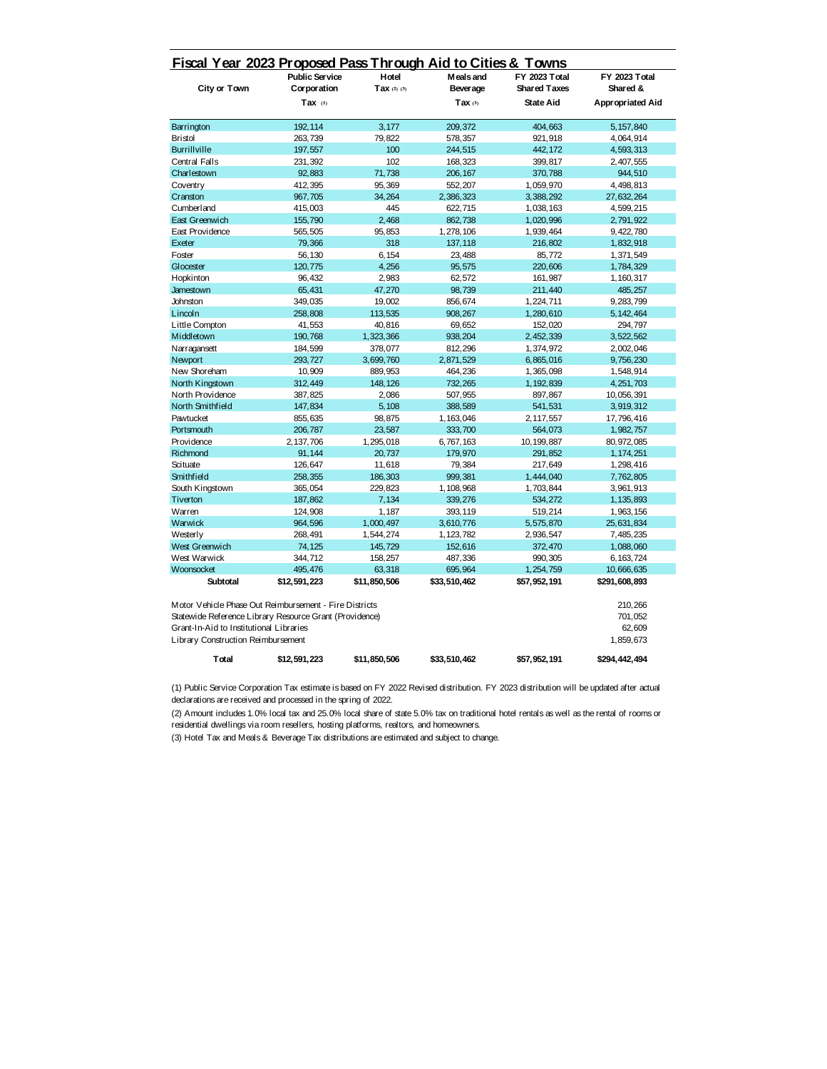## Fiscal Year 2023 Proposed Pass Through Aid to Cities & Towns

| City or Town | Public Service Corporation Tax (1) | Hotel Tax (2) (3) | Meals and Beverage Tax (3) | FY 2023 Total Shared Taxes State Aid | FY 2023 Total Shared & Appropriated Aid |
|---|---|---|---|---|---|
| Barrington | 192,114 | 3,177 | 209,372 | 404,663 | 5,157,840 |
| Bristol | 263,739 | 79,822 | 578,357 | 921,918 | 4,064,914 |
| Burrillville | 197,557 | 100 | 244,515 | 442,172 | 4,593,313 |
| Central Falls | 231,392 | 102 | 168,323 | 399,817 | 2,407,555 |
| Charlestown | 92,883 | 71,738 | 206,167 | 370,788 | 944,510 |
| Coventry | 412,395 | 95,369 | 552,207 | 1,059,970 | 4,498,813 |
| Cranston | 967,705 | 34,264 | 2,386,323 | 3,388,292 | 27,632,264 |
| Cumberland | 415,003 | 445 | 622,715 | 1,038,163 | 4,599,215 |
| East Greenwich | 155,790 | 2,468 | 862,738 | 1,020,996 | 2,791,922 |
| East Providence | 565,505 | 95,853 | 1,278,106 | 1,939,464 | 9,422,780 |
| Exeter | 79,366 | 318 | 137,118 | 216,802 | 1,832,918 |
| Foster | 56,130 | 6,154 | 23,488 | 85,772 | 1,371,549 |
| Glocester | 120,775 | 4,256 | 95,575 | 220,606 | 1,784,329 |
| Hopkinton | 96,432 | 2,983 | 62,572 | 161,987 | 1,160,317 |
| Jamestown | 65,431 | 47,270 | 98,739 | 211,440 | 485,257 |
| Johnston | 349,035 | 19,002 | 856,674 | 1,224,711 | 9,283,799 |
| Lincoln | 258,808 | 113,535 | 908,267 | 1,280,610 | 5,142,464 |
| Little Compton | 41,553 | 40,816 | 69,652 | 152,020 | 294,797 |
| Middletown | 190,768 | 1,323,366 | 938,204 | 2,452,339 | 3,522,562 |
| Narragansett | 184,599 | 378,077 | 812,296 | 1,374,972 | 2,002,046 |
| Newport | 293,727 | 3,699,760 | 2,871,529 | 6,865,016 | 9,756,230 |
| New Shoreham | 10,909 | 889,953 | 464,236 | 1,365,098 | 1,548,914 |
| North Kingstown | 312,449 | 148,126 | 732,265 | 1,192,839 | 4,251,703 |
| North Providence | 387,825 | 2,086 | 507,955 | 897,867 | 10,056,391 |
| North Smithfield | 147,834 | 5,108 | 388,589 | 541,531 | 3,919,312 |
| Pawtucket | 855,635 | 98,875 | 1,163,046 | 2,117,557 | 17,796,416 |
| Portsmouth | 206,787 | 23,587 | 333,700 | 564,073 | 1,982,757 |
| Providence | 2,137,706 | 1,295,018 | 6,767,163 | 10,199,887 | 80,972,085 |
| Richmond | 91,144 | 20,737 | 179,970 | 291,852 | 1,174,251 |
| Scituate | 126,647 | 11,618 | 79,384 | 217,649 | 1,298,416 |
| Smithfield | 258,355 | 186,303 | 999,381 | 1,444,040 | 7,762,805 |
| South Kingstown | 365,054 | 229,823 | 1,108,968 | 1,703,844 | 3,961,913 |
| Tiverton | 187,862 | 7,134 | 339,276 | 534,272 | 1,135,893 |
| Warren | 124,908 | 1,187 | 393,119 | 519,214 | 1,963,156 |
| Warwick | 964,596 | 1,000,497 | 3,610,776 | 5,575,870 | 25,631,834 |
| Westerly | 268,491 | 1,544,274 | 1,123,782 | 2,936,547 | 7,485,235 |
| West Greenwich | 74,125 | 145,729 | 152,616 | 372,470 | 1,088,060 |
| West Warwick | 344,712 | 158,257 | 487,336 | 990,305 | 6,163,724 |
| Woonsocket | 495,476 | 63,318 | 695,964 | 1,254,759 | 10,666,635 |
| **Subtotal** | **$12,591,223** | **$11,850,506** | **$33,510,462** | **$57,952,191** | **$291,608,893** |
| Motor Vehicle Phase Out Reimbursement - Fire Districts | | | | | 210,266 |
| Statewide Reference Library Resource Grant (Providence) | | | | | 701,052 |
| Grant-In-Aid to Institutional Libraries | | | | | 62,609 |
| Library Construction Reimbursement | | | | | 1,859,673 |
| **Total** | **$12,591,223** | **$11,850,506** | **$33,510,462** | **$57,952,191** | **$294,442,494** |

(1) Public Service Corporation Tax estimate is based on FY 2022 Revised distribution. FY 2023 distribution will be updated after actual declarations are received and processed in the spring of 2022.

(2) Amount includes 1.0% local tax and 25.0% local share of state 5.0% tax on traditional hotel rentals as well as the rental of rooms or residential dwellings via room resellers, hosting platforms, realtors, and homeowners.

(3) Hotel Tax and Meals & Beverage Tax distributions are estimated and subject to change.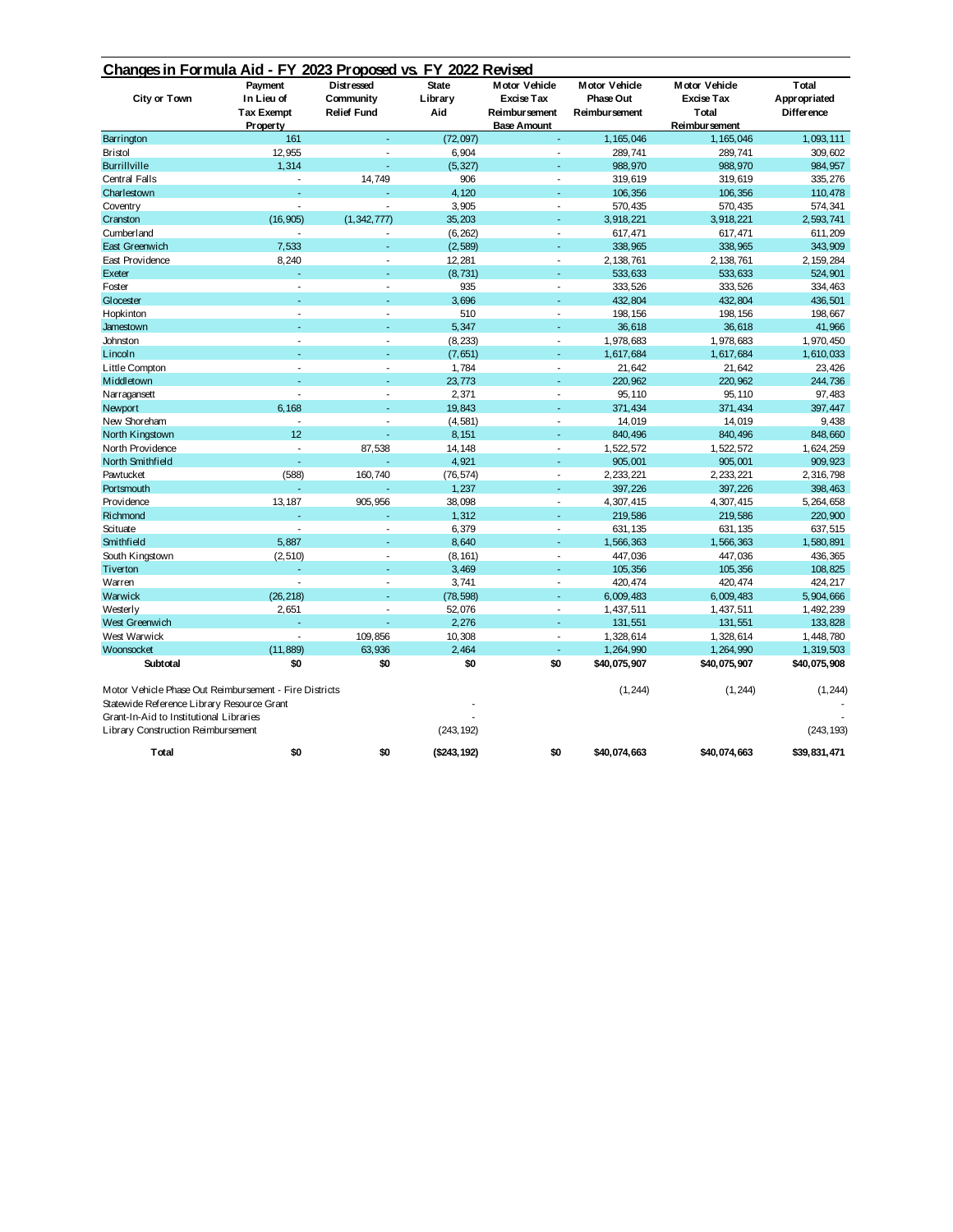## Changes in Formula Aid - FY 2023 Proposed vs. FY 2022 Revised

| City or Town | Payment In Lieu of Tax Exempt Property | Distressed Community Relief Fund | State Library Aid | Motor Vehicle Excise Tax Reimbursement Base Amount | Motor Vehicle Phase Out Reimbursement | Motor Vehicle Excise Tax Total Reimbursement | Total Appropriated Difference |
|---|---|---|---|---|---|---|---|
| Barrington | 161 | - | (72,097) | - | 1,165,046 | 1,165,046 | 1,093,111 |
| Bristol | 12,955 | - | 6,904 | - | 289,741 | 289,741 | 309,602 |
| Burrillville | 1,314 | - | (5,327) | - | 988,970 | 988,970 | 984,957 |
| Central Falls | - | 14,749 | 906 | - | 319,619 | 319,619 | 335,276 |
| Charlestown | - | - | 4,120 | - | 106,356 | 106,356 | 110,478 |
| Coventry | - | - | 3,905 | - | 570,435 | 570,435 | 574,341 |
| Cranston | (16,905) | (1,342,777) | 35,203 | - | 3,918,221 | 3,918,221 | 2,593,741 |
| Cumberland | - | - | (6,262) | - | 617,471 | 617,471 | 611,209 |
| East Greenwich | 7,533 | - | (2,589) | - | 338,965 | 338,965 | 343,909 |
| East Providence | 8,240 | - | 12,281 | - | 2,138,761 | 2,138,761 | 2,159,284 |
| Exeter | - | - | (8,731) | - | 533,633 | 533,633 | 524,901 |
| Foster | - | - | 935 | - | 333,526 | 333,526 | 334,463 |
| Glocester | - | - | 3,696 | - | 432,804 | 432,804 | 436,501 |
| Hopkinton | - | - | 510 | - | 198,156 | 198,156 | 198,667 |
| Jamestown | - | - | 5,347 | - | 36,618 | 36,618 | 41,966 |
| Johnston | - | - | (8,233) | - | 1,978,683 | 1,978,683 | 1,970,450 |
| Lincoln | - | - | (7,651) | - | 1,617,684 | 1,617,684 | 1,610,033 |
| Little Compton | - | - | 1,784 | - | 21,642 | 21,642 | 23,426 |
| Middletown | - | - | 23,773 | - | 220,962 | 220,962 | 244,736 |
| Narragansett | - | - | 2,371 | - | 95,110 | 95,110 | 97,483 |
| Newport | 6,168 | - | 19,843 | - | 371,434 | 371,434 | 397,447 |
| New Shoreham | - | - | (4,581) | - | 14,019 | 14,019 | 9,438 |
| North Kingstown | 12 | - | 8,151 | - | 840,496 | 840,496 | 848,660 |
| North Providence | - | 87,538 | 14,148 | - | 1,522,572 | 1,522,572 | 1,624,259 |
| North Smithfield | - | - | 4,921 | - | 905,001 | 905,001 | 909,923 |
| Pawtucket | (588) | 160,740 | (76,574) | - | 2,233,221 | 2,233,221 | 2,316,798 |
| Portsmouth | - | - | 1,237 | - | 397,226 | 397,226 | 398,463 |
| Providence | 13,187 | 905,956 | 38,098 | - | 4,307,415 | 4,307,415 | 5,264,658 |
| Richmond | - | - | 1,312 | - | 219,586 | 219,586 | 220,900 |
| Scituate | - | - | 6,379 | - | 631,135 | 631,135 | 637,515 |
| Smithfield | 5,887 | - | 8,640 | - | 1,566,363 | 1,566,363 | 1,580,891 |
| South Kingstown | (2,510) | - | (8,161) | - | 447,036 | 447,036 | 436,365 |
| Tiverton | - | - | 3,469 | - | 105,356 | 105,356 | 108,825 |
| Warren | - | - | 3,741 | - | 420,474 | 420,474 | 424,217 |
| Warwick | (26,218) | - | (78,598) | - | 6,009,483 | 6,009,483 | 5,904,666 |
| Westerly | 2,651 | - | 52,076 | - | 1,437,511 | 1,437,511 | 1,492,239 |
| West Greenwich | - | - | 2,276 | - | 131,551 | 131,551 | 133,828 |
| West Warwick | - | 109,856 | 10,308 | - | 1,328,614 | 1,328,614 | 1,448,780 |
| Woonsocket | (11,889) | 63,936 | 2,464 | - | 1,264,990 | 1,264,990 | 1,319,503 |
| **Subtotal** | **$0** | **$0** | **$0** | **$0** | **$40,075,907** | **$40,075,907** | **$40,075,908** |
| Motor Vehicle Phase Out Reimbursement - Fire Districts | | | | | (1,244) | (1,244) | (1,244) |
| Statewide Reference Library Resource Grant | | | - | | | | - |
| Grant-In-Aid to Institutional Libraries | | | - | | | | - |
| Library Construction Reimbursement | | | (243,192) | | | | (243,193) |
| **Total** | **$0** | **$0** | **($243,192)** | **$0** | **$40,074,663** | **$40,074,663** | **$39,831,471** |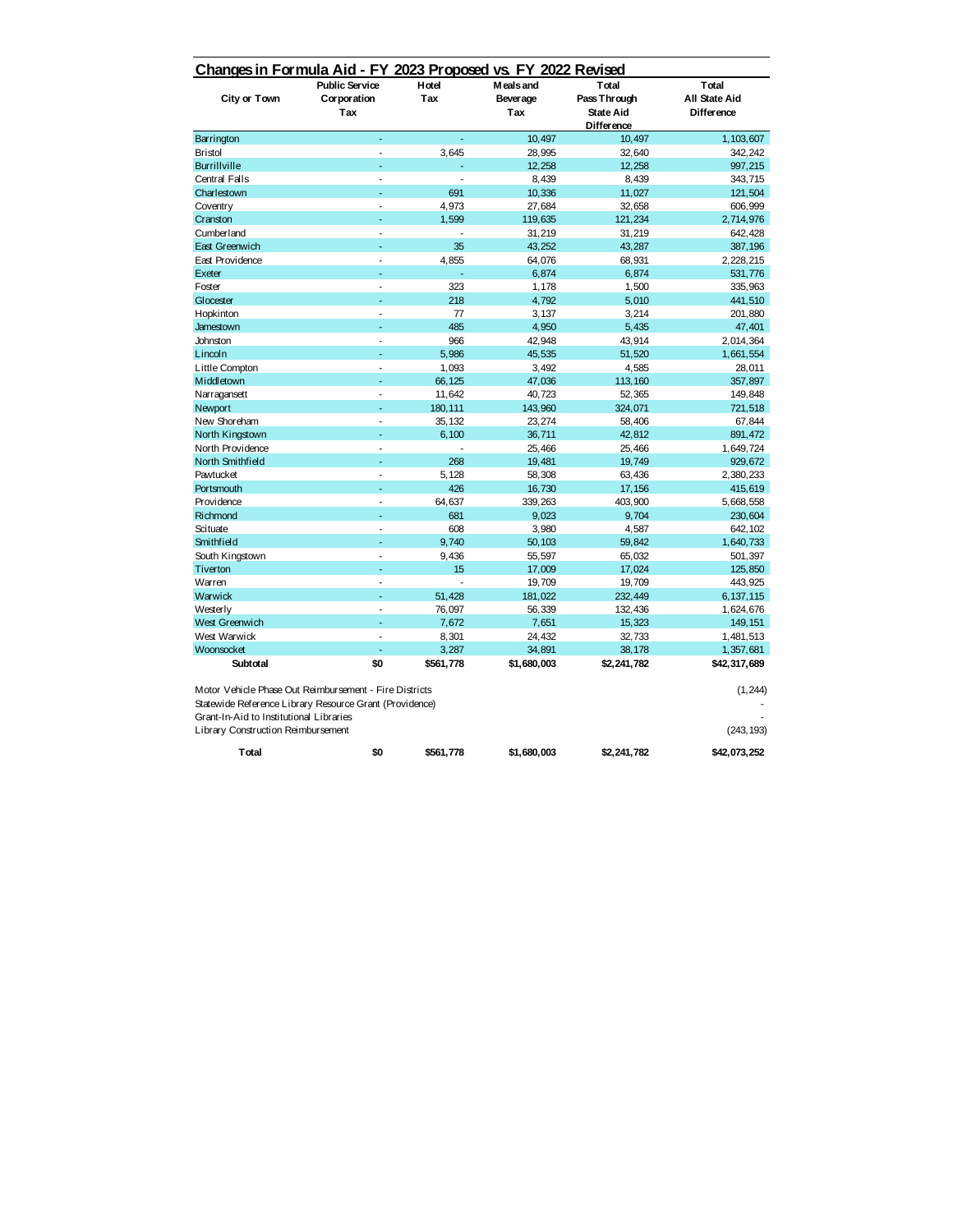## Changes in Formula Aid - FY 2023 Proposed vs. FY 2022 Revised

| City or Town | Public Service Corporation Tax | Hotel Tax | Meals and Beverage Tax | Total Pass Through State Aid Difference | Total All State Aid Difference |
|---|---|---|---|---|---|
| Barrington | - | - | 10,497 | 10,497 | 1,103,607 |
| Bristol | - | 3,645 | 28,995 | 32,640 | 342,242 |
| Burrillville | - | - | 12,258 | 12,258 | 997,215 |
| Central Falls | - | - | 8,439 | 8,439 | 343,715 |
| Charlestown | - | 691 | 10,336 | 11,027 | 121,504 |
| Coventry | - | 4,973 | 27,684 | 32,658 | 606,999 |
| Cranston | - | 1,599 | 119,635 | 121,234 | 2,714,976 |
| Cumberland | - | - | 31,219 | 31,219 | 642,428 |
| East Greenwich | - | 35 | 43,252 | 43,287 | 387,196 |
| East Providence | - | 4,855 | 64,076 | 68,931 | 2,228,215 |
| Exeter | - | - | 6,874 | 6,874 | 531,776 |
| Foster | - | 323 | 1,178 | 1,500 | 335,963 |
| Glocester | - | 218 | 4,792 | 5,010 | 441,510 |
| Hopkinton | - | 77 | 3,137 | 3,214 | 201,880 |
| Jamestown | - | 485 | 4,950 | 5,435 | 47,401 |
| Johnston | - | 966 | 42,948 | 43,914 | 2,014,364 |
| Lincoln | - | 5,986 | 45,535 | 51,520 | 1,661,554 |
| Little Compton | - | 1,093 | 3,492 | 4,585 | 28,011 |
| Middletown | - | 66,125 | 47,036 | 113,160 | 357,897 |
| Narragansett | - | 11,642 | 40,723 | 52,365 | 149,848 |
| Newport | - | 180,111 | 143,960 | 324,071 | 721,518 |
| New Shoreham | - | 35,132 | 23,274 | 58,406 | 67,844 |
| North Kingstown | - | 6,100 | 36,711 | 42,812 | 891,472 |
| North Providence | - | - | 25,466 | 25,466 | 1,649,724 |
| North Smithfield | - | 268 | 19,481 | 19,749 | 929,672 |
| Pawtucket | - | 5,128 | 58,308 | 63,436 | 2,380,233 |
| Portsmouth | - | 426 | 16,730 | 17,156 | 415,619 |
| Providence | - | 64,637 | 339,263 | 403,900 | 5,668,558 |
| Richmond | - | 681 | 9,023 | 9,704 | 230,604 |
| Scituate | - | 608 | 3,980 | 4,587 | 642,102 |
| Smithfield | - | 9,740 | 50,103 | 59,842 | 1,640,733 |
| South Kingstown | - | 9,436 | 55,597 | 65,032 | 501,397 |
| Tiverton | - | 15 | 17,009 | 17,024 | 125,850 |
| Warren | - | - | 19,709 | 19,709 | 443,925 |
| Warwick | - | 51,428 | 181,022 | 232,449 | 6,137,115 |
| Westerly | - | 76,097 | 56,339 | 132,436 | 1,624,676 |
| West Greenwich | - | 7,672 | 7,651 | 15,323 | 149,151 |
| West Warwick | - | 8,301 | 24,432 | 32,733 | 1,481,513 |
| Woonsocket | - | 3,287 | 34,891 | 38,178 | 1,357,681 |
| **Subtotal** | **$0** | **$561,778** | **$1,680,003** | **$2,241,782** | **$42,317,689** |
| Motor Vehicle Phase Out Reimbursement - Fire Districts | | | | | (1,244) |
| Statewide Reference Library Resource Grant (Providence) | | | | | - |
| Grant-In-Aid to Institutional Libraries | | | | | - |
| Library Construction Reimbursement | | | | | (243,193) |
| **Total** | **$0** | **$561,778** | **$1,680,003** | **$2,241,782** | **$42,073,252** |